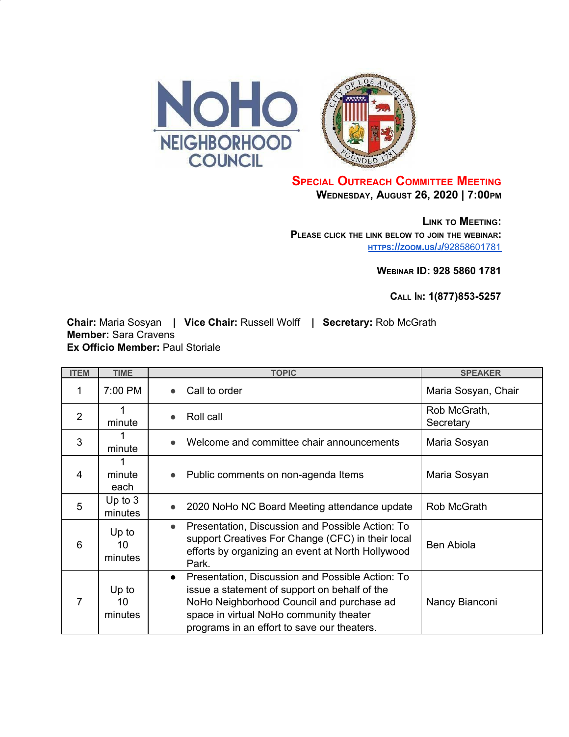# Special Outreach Committee Meeting

**Wednesday, August 26, 2020 | 7:00pm**

**Link to Meeting:**
**Please click the link below to join the webinar:**
https://zoom.us/j/92858601781

**Webinar ID: 928 5860 1781**

**Call In: 1(877)853-5257**

**Chair:** Maria Sosyan | **Vice Chair:** Russell Wolff | **Secretary:** Rob McGrath
**Member:** Sara Cravens
**Ex Officio Member:** Paul Storiale

| ITEM | TIME | TOPIC | SPEAKER |
|---|---|---|---|
| 1 | 7:00 PM | • Call to order | Maria Sosyan, Chair |
| 2 | 1 minute | • Roll call | Rob McGrath, Secretary |
| 3 | 1 minute | • Welcome and committee chair announcements | Maria Sosyan |
| 4 | 1 minute each | • Public comments on non-agenda Items | Maria Sosyan |
| 5 | Up to 3 minutes | • 2020 NoHo NC Board Meeting attendance update | Rob McGrath |
| 6 | Up to 10 minutes | • Presentation, Discussion and Possible Action: To support Creatives For Change (CFC) in their local efforts by organizing an event at North Hollywood Park. | Ben Abiola |
| 7 | Up to 10 minutes | • Presentation, Discussion and Possible Action: To issue a statement of support on behalf of the NoHo Neighborhood Council and purchase ad space in virtual NoHo community theater programs in an effort to save our theaters. | Nancy Bianconi |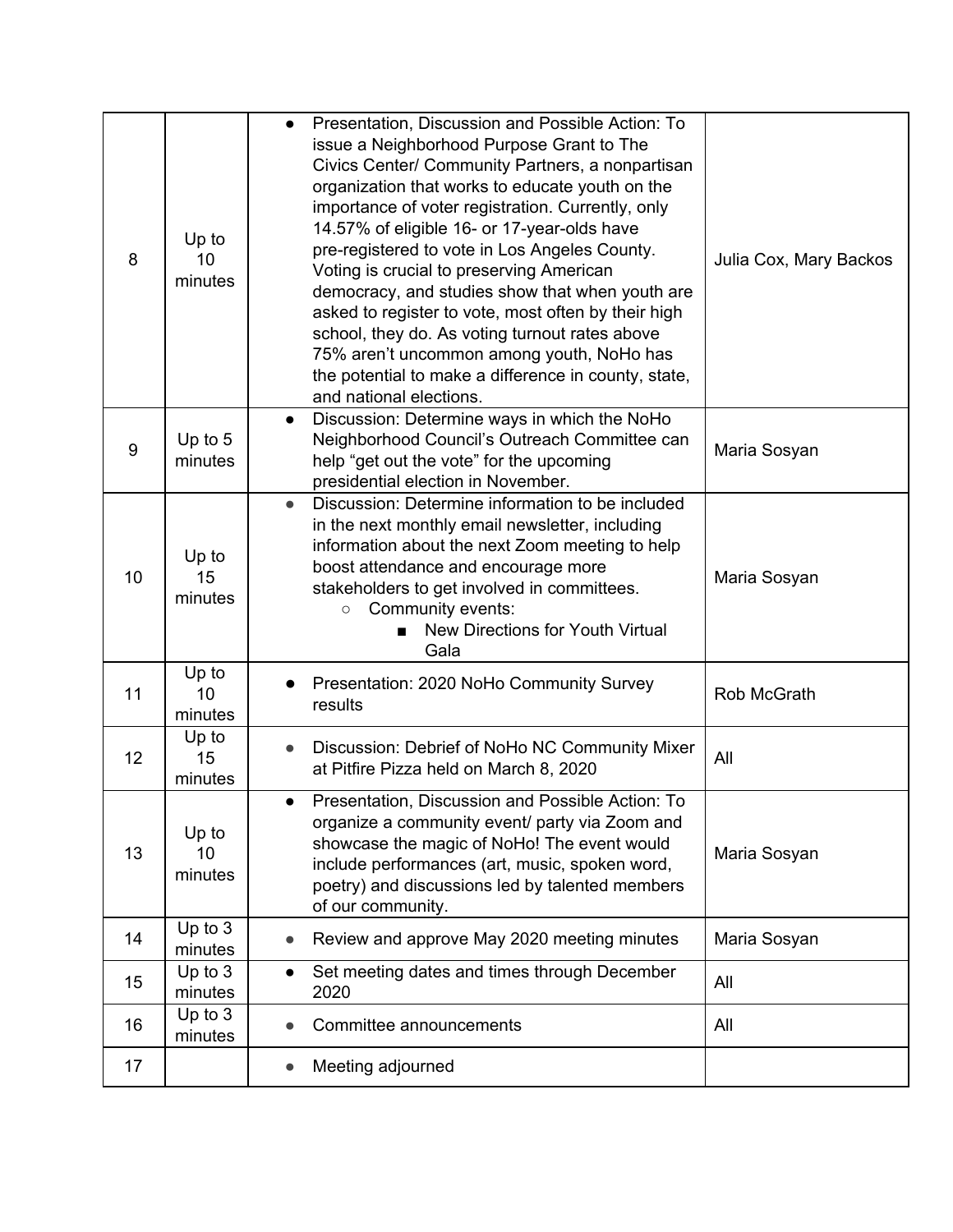| | | | |
|---|---|---|---|
| 8 | Up to 10 minutes | • Presentation, Discussion and Possible Action: To issue a Neighborhood Purpose Grant to The Civics Center/ Community Partners, a nonpartisan organization that works to educate youth on the importance of voter registration. Currently, only 14.57% of eligible 16- or 17-year-olds have pre-registered to vote in Los Angeles County. Voting is crucial to preserving American democracy, and studies show that when youth are asked to register to vote, most often by their high school, they do. As voting turnout rates above 75% aren't uncommon among youth, NoHo has the potential to make a difference in county, state, and national elections. | Julia Cox, Mary Backos |
| 9 | Up to 5 minutes | • Discussion: Determine ways in which the NoHo Neighborhood Council's Outreach Committee can help "get out the vote" for the upcoming presidential election in November. | Maria Sosyan |
| 10 | Up to 15 minutes | • Discussion: Determine information to be included in the next monthly email newsletter, including information about the next Zoom meeting to help boost attendance and encourage more stakeholders to get involved in committees.<br>  ○ Community events:<br>    ■ New Directions for Youth Virtual Gala | Maria Sosyan |
| 11 | Up to 10 minutes | • Presentation: 2020 NoHo Community Survey results | Rob McGrath |
| 12 | Up to 15 minutes | • Discussion: Debrief of NoHo NC Community Mixer at Pitfire Pizza held on March 8, 2020 | All |
| 13 | Up to 10 minutes | • Presentation, Discussion and Possible Action: To organize a community event/ party via Zoom and showcase the magic of NoHo! The event would include performances (art, music, spoken word, poetry) and discussions led by talented members of our community. | Maria Sosyan |
| 14 | Up to 3 minutes | • Review and approve May 2020 meeting minutes | Maria Sosyan |
| 15 | Up to 3 minutes | • Set meeting dates and times through December 2020 | All |
| 16 | Up to 3 minutes | • Committee announcements | All |
| 17 | | • Meeting adjourned | |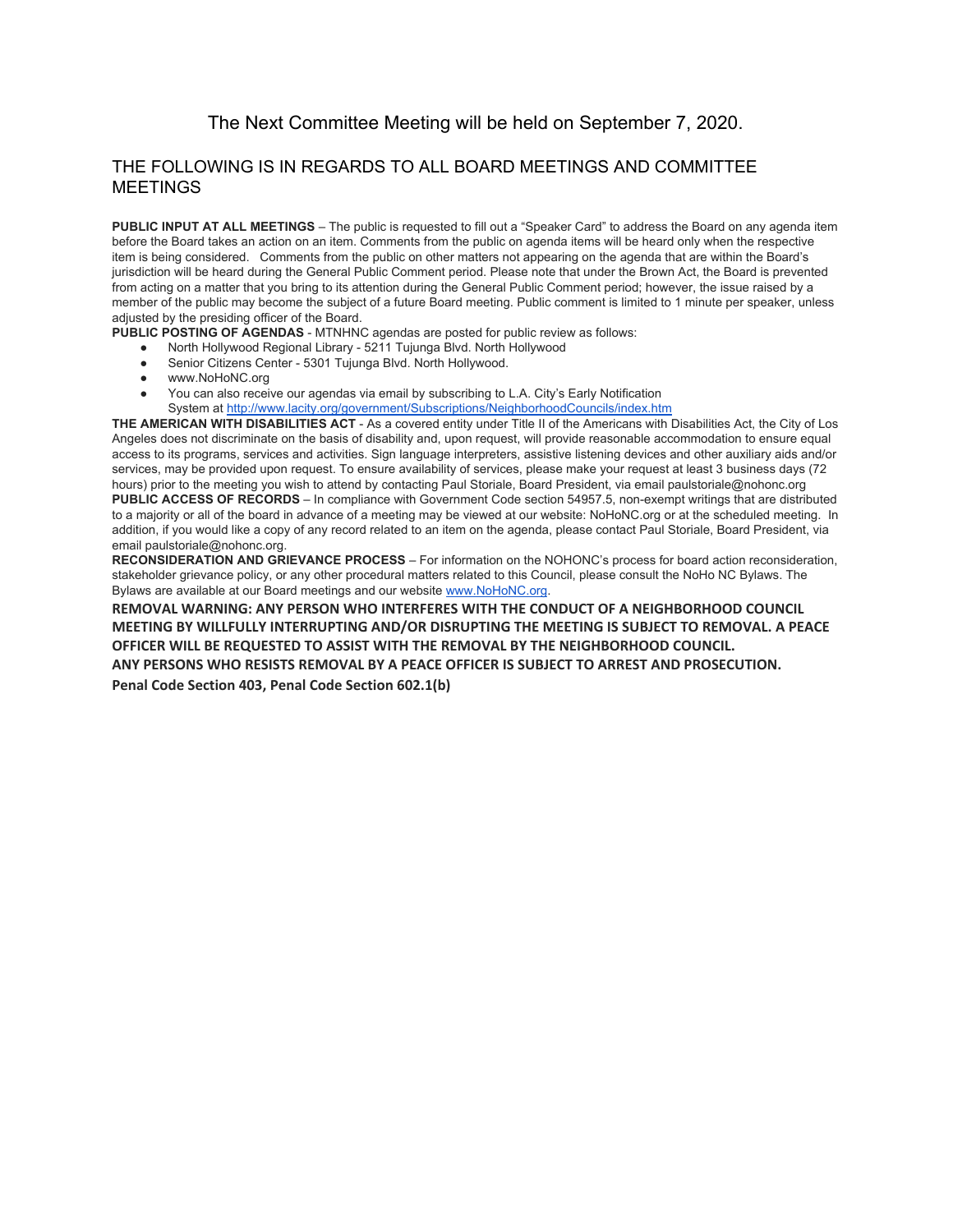The Next Committee Meeting will be held on September 7, 2020.

## THE FOLLOWING IS IN REGARDS TO ALL BOARD MEETINGS AND COMMITTEE MEETINGS

**PUBLIC INPUT AT ALL MEETINGS** – The public is requested to fill out a "Speaker Card" to address the Board on any agenda item before the Board takes an action on an item. Comments from the public on agenda items will be heard only when the respective item is being considered. Comments from the public on other matters not appearing on the agenda that are within the Board's jurisdiction will be heard during the General Public Comment period. Please note that under the Brown Act, the Board is prevented from acting on a matter that you bring to its attention during the General Public Comment period; however, the issue raised by a member of the public may become the subject of a future Board meeting. Public comment is limited to 1 minute per speaker, unless adjusted by the presiding officer of the Board.

**PUBLIC POSTING OF AGENDAS** - MTNHNC agendas are posted for public review as follows:

- North Hollywood Regional Library - 5211 Tujunga Blvd. North Hollywood
- Senior Citizens Center - 5301 Tujunga Blvd. North Hollywood.
- www.NoHoNC.org
- You can also receive our agendas via email by subscribing to L.A. City's Early Notification System at http://www.lacity.org/government/Subscriptions/NeighborhoodCouncils/index.htm

**THE AMERICAN WITH DISABILITIES ACT** - As a covered entity under Title II of the Americans with Disabilities Act, the City of Los Angeles does not discriminate on the basis of disability and, upon request, will provide reasonable accommodation to ensure equal access to its programs, services and activities. Sign language interpreters, assistive listening devices and other auxiliary aids and/or services, may be provided upon request. To ensure availability of services, please make your request at least 3 business days (72 hours) prior to the meeting you wish to attend by contacting Paul Storiale, Board President, via email paulstoriale@nohonc.org

**PUBLIC ACCESS OF RECORDS** – In compliance with Government Code section 54957.5, non-exempt writings that are distributed to a majority or all of the board in advance of a meeting may be viewed at our website: NoHoNC.org or at the scheduled meeting. In addition, if you would like a copy of any record related to an item on the agenda, please contact Paul Storiale, Board President, via email paulstoriale@nohonc.org.

**RECONSIDERATION AND GRIEVANCE PROCESS** – For information on the NOHONC's process for board action reconsideration, stakeholder grievance policy, or any other procedural matters related to this Council, please consult the NoHo NC Bylaws. The Bylaws are available at our Board meetings and our website www.NoHoNC.org.

**REMOVAL WARNING: ANY PERSON WHO INTERFERES WITH THE CONDUCT OF A NEIGHBORHOOD COUNCIL MEETING BY WILLFULLY INTERRUPTING AND/OR DISRUPTING THE MEETING IS SUBJECT TO REMOVAL. A PEACE OFFICER WILL BE REQUESTED TO ASSIST WITH THE REMOVAL BY THE NEIGHBORHOOD COUNCIL.**

**ANY PERSONS WHO RESISTS REMOVAL BY A PEACE OFFICER IS SUBJECT TO ARREST AND PROSECUTION.**

**Penal Code Section 403, Penal Code Section 602.1(b)**